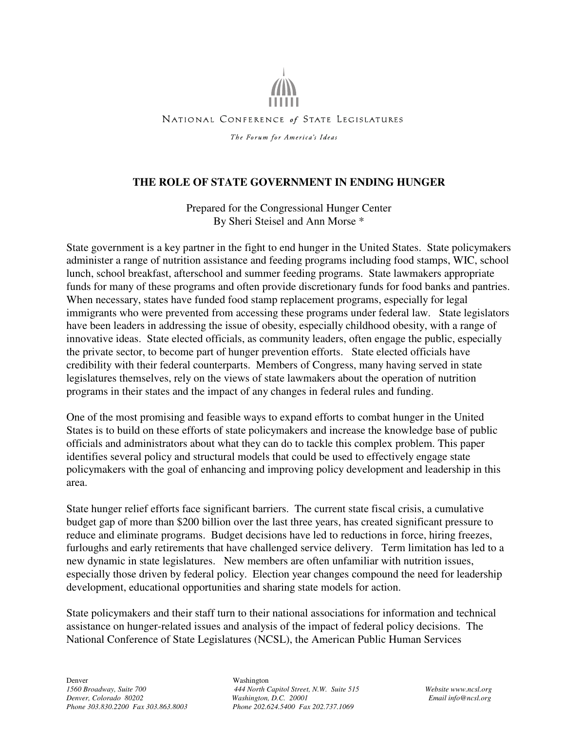NATIONAL CONFERENCE *of* STATE LEGISLATURES

*The Forum for America's Ideas*

# THE ROLE OF STATE GOVERNMENT IN ENDING HUNGER

Prepared for the Congressional Hunger Center
By Sheri Steisel and Ann Morse *

State government is a key partner in the fight to end hunger in the United States. State policymakers administer a range of nutrition assistance and feeding programs including food stamps, WIC, school lunch, school breakfast, afterschool and summer feeding programs. State lawmakers appropriate funds for many of these programs and often provide discretionary funds for food banks and pantries. When necessary, states have funded food stamp replacement programs, especially for legal immigrants who were prevented from accessing these programs under federal law. State legislators have been leaders in addressing the issue of obesity, especially childhood obesity, with a range of innovative ideas. State elected officials, as community leaders, often engage the public, especially the private sector, to become part of hunger prevention efforts. State elected officials have credibility with their federal counterparts. Members of Congress, many having served in state legislatures themselves, rely on the views of state lawmakers about the operation of nutrition programs in their states and the impact of any changes in federal rules and funding.

One of the most promising and feasible ways to expand efforts to combat hunger in the United States is to build on these efforts of state policymakers and increase the knowledge base of public officials and administrators about what they can do to tackle this complex problem. This paper identifies several policy and structural models that could be used to effectively engage state policymakers with the goal of enhancing and improving policy development and leadership in this area.

State hunger relief efforts face significant barriers. The current state fiscal crisis, a cumulative budget gap of more than $200 billion over the last three years, has created significant pressure to reduce and eliminate programs. Budget decisions have led to reductions in force, hiring freezes, furloughs and early retirements that have challenged service delivery. Term limitation has led to a new dynamic in state legislatures. New members are often unfamiliar with nutrition issues, especially those driven by federal policy. Election year changes compound the need for leadership development, educational opportunities and sharing state models for action.

State policymakers and their staff turn to their national associations for information and technical assistance on hunger-related issues and analysis of the impact of federal policy decisions. The National Conference of State Legislatures (NCSL), the American Public Human Services

Denver
*1560 Broadway, Suite 700*
*Denver, Colorado 80202*
*Phone 303.830.2200 Fax 303.863.8003*

Washington
*444 North Capitol Street, N.W. Suite 515*
*Washington, D.C. 20001*
*Phone 202.624.5400 Fax 202.737.1069*

*Website www.ncsl.org*
*Email info@ncsl.org*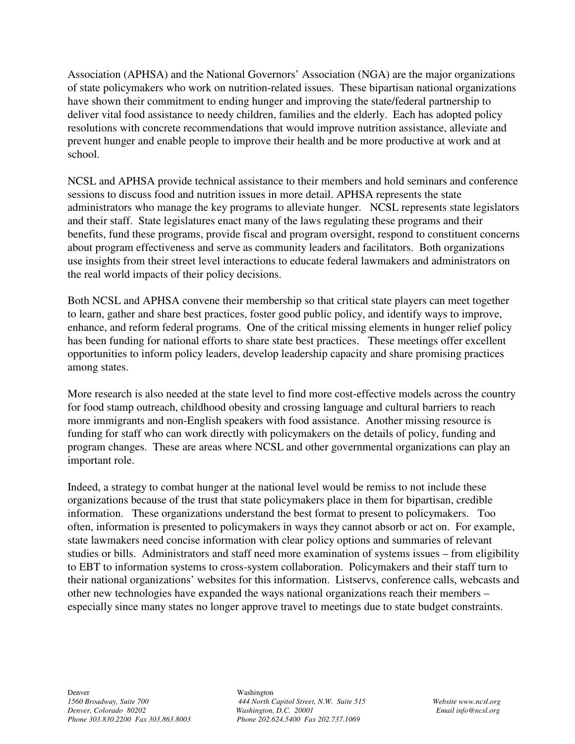Association (APHSA) and the National Governors' Association (NGA) are the major organizations of state policymakers who work on nutrition-related issues. These bipartisan national organizations have shown their commitment to ending hunger and improving the state/federal partnership to deliver vital food assistance to needy children, families and the elderly. Each has adopted policy resolutions with concrete recommendations that would improve nutrition assistance, alleviate and prevent hunger and enable people to improve their health and be more productive at work and at school.

NCSL and APHSA provide technical assistance to their members and hold seminars and conference sessions to discuss food and nutrition issues in more detail. APHSA represents the state administrators who manage the key programs to alleviate hunger. NCSL represents state legislators and their staff. State legislatures enact many of the laws regulating these programs and their benefits, fund these programs, provide fiscal and program oversight, respond to constituent concerns about program effectiveness and serve as community leaders and facilitators. Both organizations use insights from their street level interactions to educate federal lawmakers and administrators on the real world impacts of their policy decisions.

Both NCSL and APHSA convene their membership so that critical state players can meet together to learn, gather and share best practices, foster good public policy, and identify ways to improve, enhance, and reform federal programs. One of the critical missing elements in hunger relief policy has been funding for national efforts to share state best practices. These meetings offer excellent opportunities to inform policy leaders, develop leadership capacity and share promising practices among states.

More research is also needed at the state level to find more cost-effective models across the country for food stamp outreach, childhood obesity and crossing language and cultural barriers to reach more immigrants and non-English speakers with food assistance. Another missing resource is funding for staff who can work directly with policymakers on the details of policy, funding and program changes. These are areas where NCSL and other governmental organizations can play an important role.

Indeed, a strategy to combat hunger at the national level would be remiss to not include these organizations because of the trust that state policymakers place in them for bipartisan, credible information. These organizations understand the best format to present to policymakers. Too often, information is presented to policymakers in ways they cannot absorb or act on. For example, state lawmakers need concise information with clear policy options and summaries of relevant studies or bills. Administrators and staff need more examination of systems issues – from eligibility to EBT to information systems to cross-system collaboration. Policymakers and their staff turn to their national organizations' websites for this information. Listservs, conference calls, webcasts and other new technologies have expanded the ways national organizations reach their members – especially since many states no longer approve travel to meetings due to state budget constraints.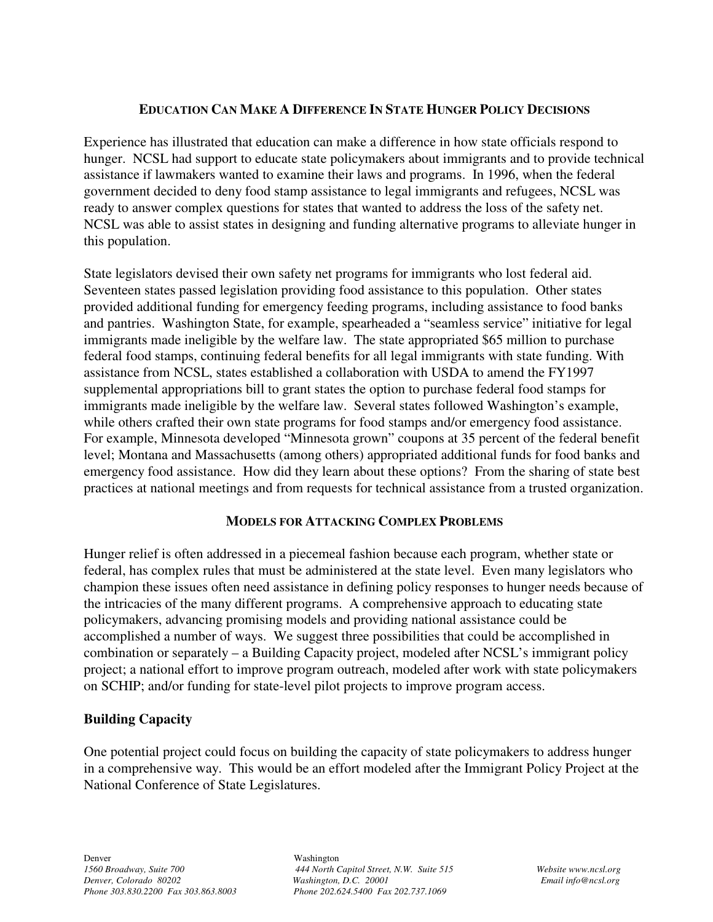## EDUCATION CAN MAKE A DIFFERENCE IN STATE HUNGER POLICY DECISIONS

Experience has illustrated that education can make a difference in how state officials respond to hunger. NCSL had support to educate state policymakers about immigrants and to provide technical assistance if lawmakers wanted to examine their laws and programs. In 1996, when the federal government decided to deny food stamp assistance to legal immigrants and refugees, NCSL was ready to answer complex questions for states that wanted to address the loss of the safety net. NCSL was able to assist states in designing and funding alternative programs to alleviate hunger in this population.

State legislators devised their own safety net programs for immigrants who lost federal aid. Seventeen states passed legislation providing food assistance to this population. Other states provided additional funding for emergency feeding programs, including assistance to food banks and pantries. Washington State, for example, spearheaded a "seamless service" initiative for legal immigrants made ineligible by the welfare law. The state appropriated $65 million to purchase federal food stamps, continuing federal benefits for all legal immigrants with state funding. With assistance from NCSL, states established a collaboration with USDA to amend the FY1997 supplemental appropriations bill to grant states the option to purchase federal food stamps for immigrants made ineligible by the welfare law. Several states followed Washington's example, while others crafted their own state programs for food stamps and/or emergency food assistance. For example, Minnesota developed "Minnesota grown" coupons at 35 percent of the federal benefit level; Montana and Massachusetts (among others) appropriated additional funds for food banks and emergency food assistance. How did they learn about these options? From the sharing of state best practices at national meetings and from requests for technical assistance from a trusted organization.

## MODELS FOR ATTACKING COMPLEX PROBLEMS

Hunger relief is often addressed in a piecemeal fashion because each program, whether state or federal, has complex rules that must be administered at the state level. Even many legislators who champion these issues often need assistance in defining policy responses to hunger needs because of the intricacies of the many different programs. A comprehensive approach to educating state policymakers, advancing promising models and providing national assistance could be accomplished a number of ways. We suggest three possibilities that could be accomplished in combination or separately – a Building Capacity project, modeled after NCSL's immigrant policy project; a national effort to improve program outreach, modeled after work with state policymakers on SCHIP; and/or funding for state-level pilot projects to improve program access.

### Building Capacity

One potential project could focus on building the capacity of state policymakers to address hunger in a comprehensive way. This would be an effort modeled after the Immigrant Policy Project at the National Conference of State Legislatures.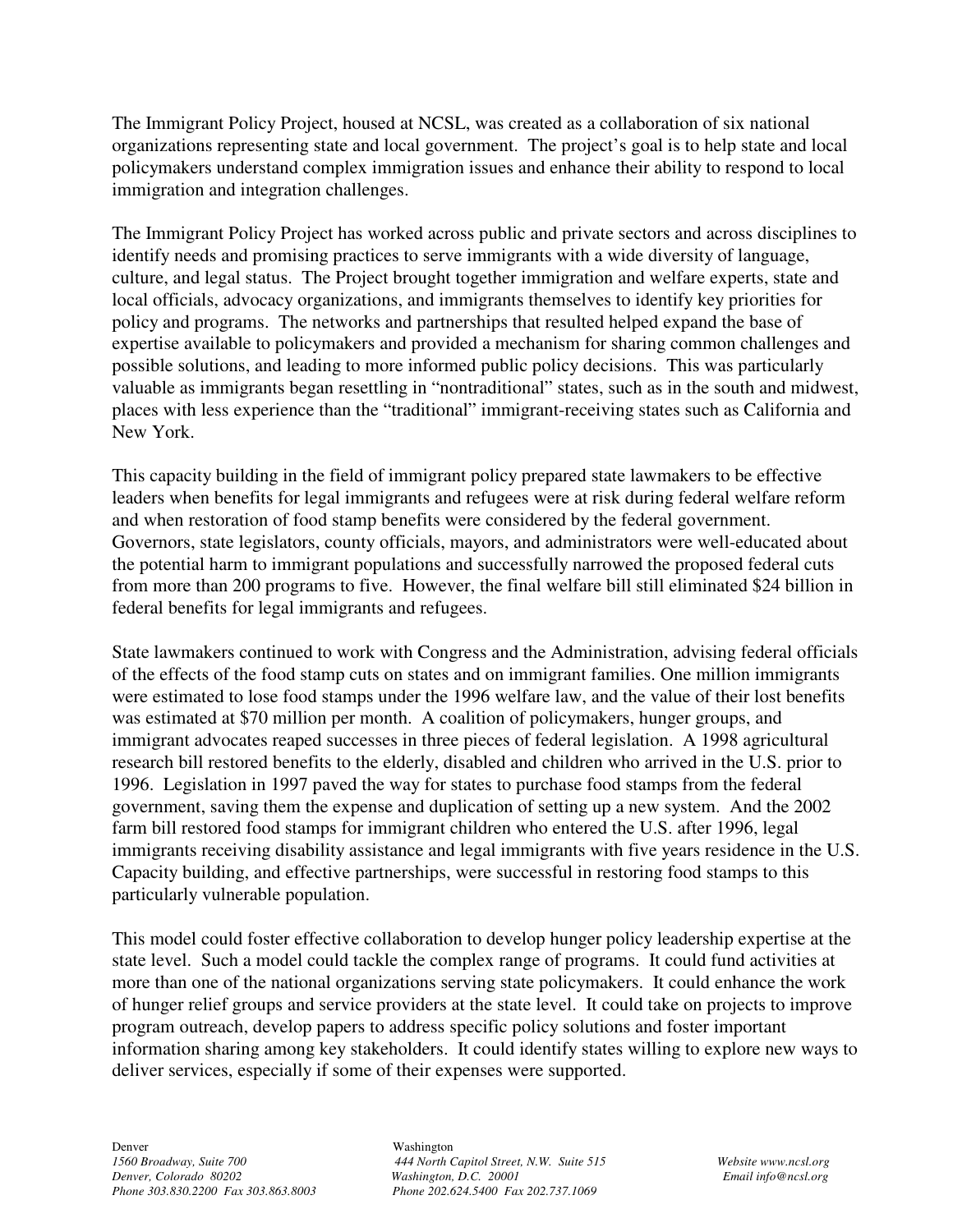The Immigrant Policy Project, housed at NCSL, was created as a collaboration of six national organizations representing state and local government. The project's goal is to help state and local policymakers understand complex immigration issues and enhance their ability to respond to local immigration and integration challenges.

The Immigrant Policy Project has worked across public and private sectors and across disciplines to identify needs and promising practices to serve immigrants with a wide diversity of language, culture, and legal status. The Project brought together immigration and welfare experts, state and local officials, advocacy organizations, and immigrants themselves to identify key priorities for policy and programs. The networks and partnerships that resulted helped expand the base of expertise available to policymakers and provided a mechanism for sharing common challenges and possible solutions, and leading to more informed public policy decisions. This was particularly valuable as immigrants began resettling in "nontraditional" states, such as in the south and midwest, places with less experience than the "traditional" immigrant-receiving states such as California and New York.

This capacity building in the field of immigrant policy prepared state lawmakers to be effective leaders when benefits for legal immigrants and refugees were at risk during federal welfare reform and when restoration of food stamp benefits were considered by the federal government. Governors, state legislators, county officials, mayors, and administrators were well-educated about the potential harm to immigrant populations and successfully narrowed the proposed federal cuts from more than 200 programs to five. However, the final welfare bill still eliminated $24 billion in federal benefits for legal immigrants and refugees.

State lawmakers continued to work with Congress and the Administration, advising federal officials of the effects of the food stamp cuts on states and on immigrant families. One million immigrants were estimated to lose food stamps under the 1996 welfare law, and the value of their lost benefits was estimated at $70 million per month. A coalition of policymakers, hunger groups, and immigrant advocates reaped successes in three pieces of federal legislation. A 1998 agricultural research bill restored benefits to the elderly, disabled and children who arrived in the U.S. prior to 1996. Legislation in 1997 paved the way for states to purchase food stamps from the federal government, saving them the expense and duplication of setting up a new system. And the 2002 farm bill restored food stamps for immigrant children who entered the U.S. after 1996, legal immigrants receiving disability assistance and legal immigrants with five years residence in the U.S. Capacity building, and effective partnerships, were successful in restoring food stamps to this particularly vulnerable population.

This model could foster effective collaboration to develop hunger policy leadership expertise at the state level. Such a model could tackle the complex range of programs. It could fund activities at more than one of the national organizations serving state policymakers. It could enhance the work of hunger relief groups and service providers at the state level. It could take on projects to improve program outreach, develop papers to address specific policy solutions and foster important information sharing among key stakeholders. It could identify states willing to explore new ways to deliver services, especially if some of their expenses were supported.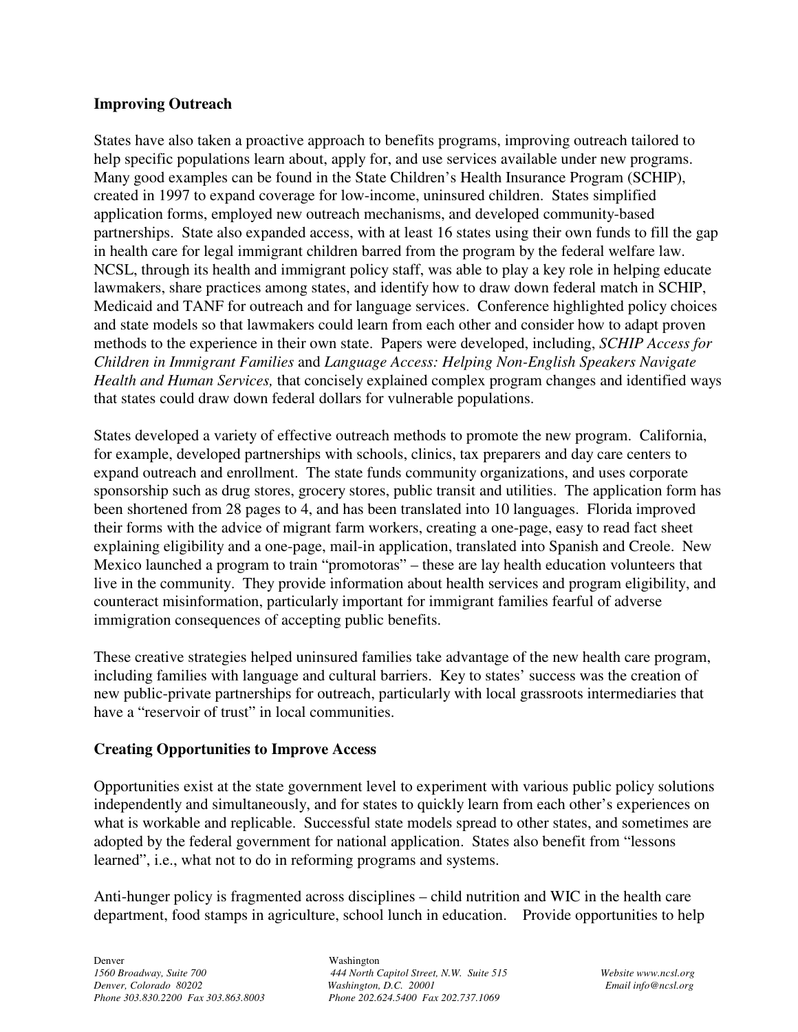## Improving Outreach

States have also taken a proactive approach to benefits programs, improving outreach tailored to help specific populations learn about, apply for, and use services available under new programs. Many good examples can be found in the State Children's Health Insurance Program (SCHIP), created in 1997 to expand coverage for low-income, uninsured children. States simplified application forms, employed new outreach mechanisms, and developed community-based partnerships. State also expanded access, with at least 16 states using their own funds to fill the gap in health care for legal immigrant children barred from the program by the federal welfare law. NCSL, through its health and immigrant policy staff, was able to play a key role in helping educate lawmakers, share practices among states, and identify how to draw down federal match in SCHIP, Medicaid and TANF for outreach and for language services. Conference highlighted policy choices and state models so that lawmakers could learn from each other and consider how to adapt proven methods to the experience in their own state. Papers were developed, including, *SCHIP Access for Children in Immigrant Families* and *Language Access: Helping Non-English Speakers Navigate Health and Human Services,* that concisely explained complex program changes and identified ways that states could draw down federal dollars for vulnerable populations.

States developed a variety of effective outreach methods to promote the new program. California, for example, developed partnerships with schools, clinics, tax preparers and day care centers to expand outreach and enrollment. The state funds community organizations, and uses corporate sponsorship such as drug stores, grocery stores, public transit and utilities. The application form has been shortened from 28 pages to 4, and has been translated into 10 languages. Florida improved their forms with the advice of migrant farm workers, creating a one-page, easy to read fact sheet explaining eligibility and a one-page, mail-in application, translated into Spanish and Creole. New Mexico launched a program to train "promotoras" – these are lay health education volunteers that live in the community. They provide information about health services and program eligibility, and counteract misinformation, particularly important for immigrant families fearful of adverse immigration consequences of accepting public benefits.

These creative strategies helped uninsured families take advantage of the new health care program, including families with language and cultural barriers. Key to states' success was the creation of new public-private partnerships for outreach, particularly with local grassroots intermediaries that have a "reservoir of trust" in local communities.

## Creating Opportunities to Improve Access

Opportunities exist at the state government level to experiment with various public policy solutions independently and simultaneously, and for states to quickly learn from each other's experiences on what is workable and replicable. Successful state models spread to other states, and sometimes are adopted by the federal government for national application. States also benefit from "lessons learned", i.e., what not to do in reforming programs and systems.

Anti-hunger policy is fragmented across disciplines – child nutrition and WIC in the health care department, food stamps in agriculture, school lunch in education. Provide opportunities to help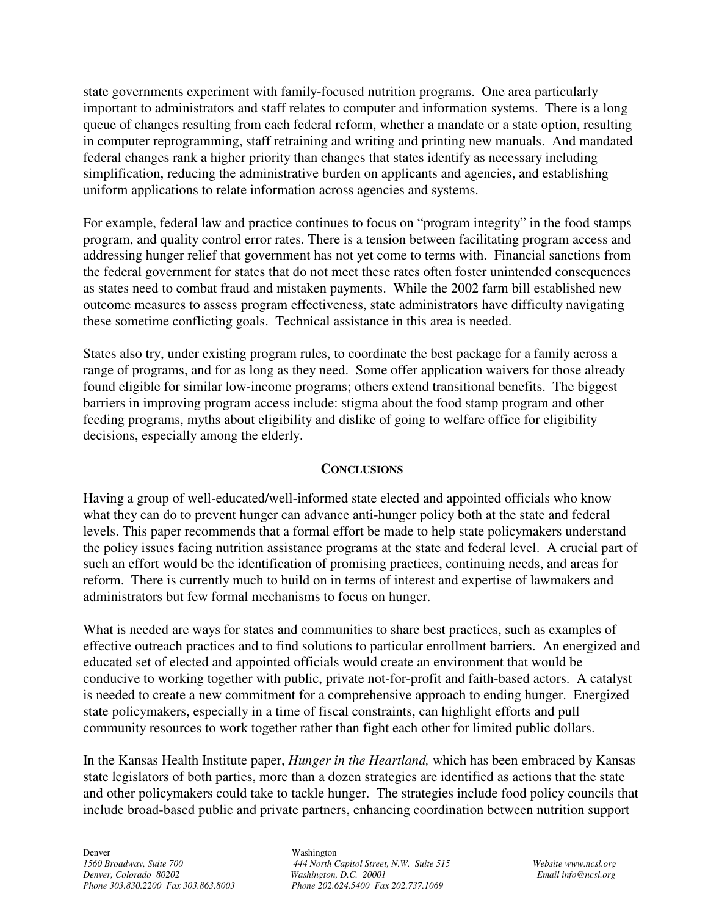state governments experiment with family-focused nutrition programs. One area particularly important to administrators and staff relates to computer and information systems. There is a long queue of changes resulting from each federal reform, whether a mandate or a state option, resulting in computer reprogramming, staff retraining and writing and printing new manuals. And mandated federal changes rank a higher priority than changes that states identify as necessary including simplification, reducing the administrative burden on applicants and agencies, and establishing uniform applications to relate information across agencies and systems.

For example, federal law and practice continues to focus on "program integrity" in the food stamps program, and quality control error rates. There is a tension between facilitating program access and addressing hunger relief that government has not yet come to terms with. Financial sanctions from the federal government for states that do not meet these rates often foster unintended consequences as states need to combat fraud and mistaken payments. While the 2002 farm bill established new outcome measures to assess program effectiveness, state administrators have difficulty navigating these sometime conflicting goals. Technical assistance in this area is needed.

States also try, under existing program rules, to coordinate the best package for a family across a range of programs, and for as long as they need. Some offer application waivers for those already found eligible for similar low-income programs; others extend transitional benefits. The biggest barriers in improving program access include: stigma about the food stamp program and other feeding programs, myths about eligibility and dislike of going to welfare office for eligibility decisions, especially among the elderly.

## CONCLUSIONS

Having a group of well-educated/well-informed state elected and appointed officials who know what they can do to prevent hunger can advance anti-hunger policy both at the state and federal levels. This paper recommends that a formal effort be made to help state policymakers understand the policy issues facing nutrition assistance programs at the state and federal level. A crucial part of such an effort would be the identification of promising practices, continuing needs, and areas for reform. There is currently much to build on in terms of interest and expertise of lawmakers and administrators but few formal mechanisms to focus on hunger.

What is needed are ways for states and communities to share best practices, such as examples of effective outreach practices and to find solutions to particular enrollment barriers. An energized and educated set of elected and appointed officials would create an environment that would be conducive to working together with public, private not-for-profit and faith-based actors. A catalyst is needed to create a new commitment for a comprehensive approach to ending hunger. Energized state policymakers, especially in a time of fiscal constraints, can highlight efforts and pull community resources to work together rather than fight each other for limited public dollars.

In the Kansas Health Institute paper, *Hunger in the Heartland,* which has been embraced by Kansas state legislators of both parties, more than a dozen strategies are identified as actions that the state and other policymakers could take to tackle hunger. The strategies include food policy councils that include broad-based public and private partners, enhancing coordination between nutrition support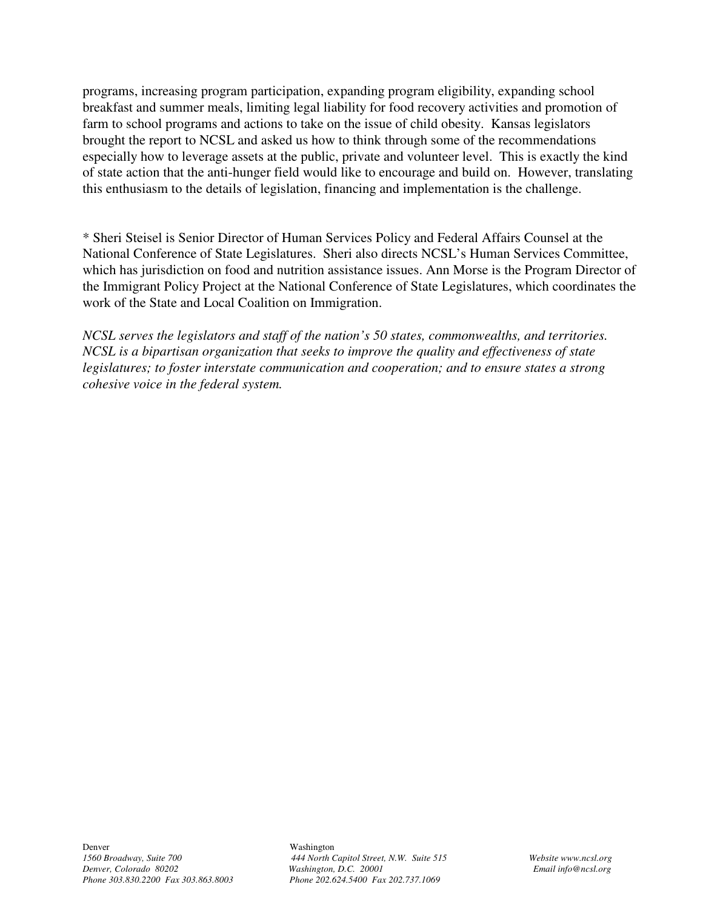programs, increasing program participation, expanding program eligibility, expanding school breakfast and summer meals, limiting legal liability for food recovery activities and promotion of farm to school programs and actions to take on the issue of child obesity. Kansas legislators brought the report to NCSL and asked us how to think through some of the recommendations especially how to leverage assets at the public, private and volunteer level. This is exactly the kind of state action that the anti-hunger field would like to encourage and build on. However, translating this enthusiasm to the details of legislation, financing and implementation is the challenge.

* Sheri Steisel is Senior Director of Human Services Policy and Federal Affairs Counsel at the National Conference of State Legislatures. Sheri also directs NCSL's Human Services Committee, which has jurisdiction on food and nutrition assistance issues. Ann Morse is the Program Director of the Immigrant Policy Project at the National Conference of State Legislatures, which coordinates the work of the State and Local Coalition on Immigration.

*NCSL serves the legislators and staff of the nation's 50 states, commonwealths, and territories. NCSL is a bipartisan organization that seeks to improve the quality and effectiveness of state legislatures; to foster interstate communication and cooperation; and to ensure states a strong cohesive voice in the federal system.*

Denver
*1560 Broadway, Suite 700*
*Denver, Colorado 80202*
*Phone 303.830.2200 Fax 303.863.8003*

Washington
*444 North Capitol Street, N.W. Suite 515*
*Washington, D.C. 20001*
*Phone 202.624.5400 Fax 202.737.1069*

*Website www.ncsl.org*
*Email info@ncsl.org*